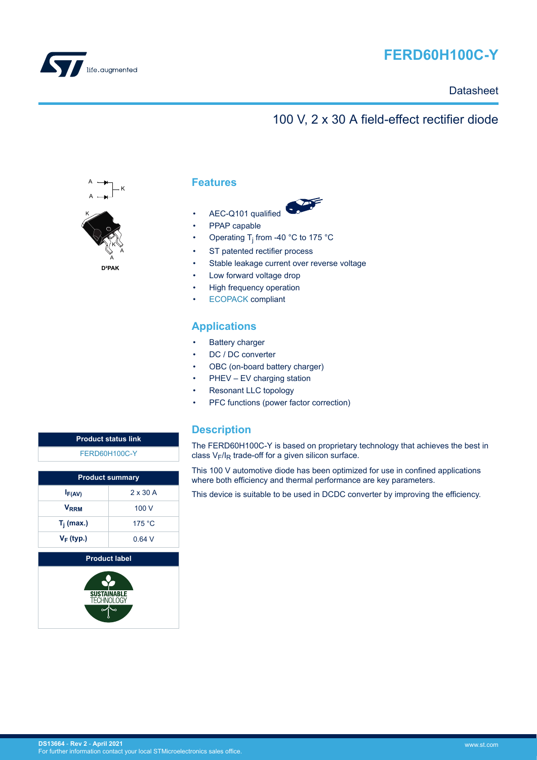# FERD60H100C-Y

Datasheet

## 100 V, 2 x 30 A field-effect rectifier diode

D²PAK

## Features

- AEC-Q101 qualified
- PPAP capable
- Operating $T_j$ from -40 °C to 175 °C
- ST patented rectifier process
- Stable leakage current over reverse voltage
- Low forward voltage drop
- High frequency operation
- ECOPACK compliant

## Applications

- Battery charger
- DC / DC converter
- OBC (on-board battery charger)
- PHEV – EV charging station
- Resonant LLC topology
- PFC functions (power factor correction)

## Description

The FERD60H100C-Y is based on proprietary technology that achieves the best in class $V_F/I_R$ trade-off for a given silicon surface.

This 100 V automotive diode has been optimized for use in confined applications where both efficiency and thermal performance are key parameters.

This device is suitable to be used in DCDC converter by improving the efficiency.

| Product status link |
|---|
| FERD60H100C-Y |

| Product summary | |
|---|---|
| $I_{F(AV)}$ | 2 x 30 A |
| $V_{RRM}$ | 100 V |
| $T_j$ (max.) | 175 °C |
| $V_F$ (typ.) | 0.64 V |

| Product label |
|---|
| SUSTAINABLE TECHNOLOGY |

DS13664 - Rev 2 - April 2021
For further information contact your local STMicroelectronics sales office.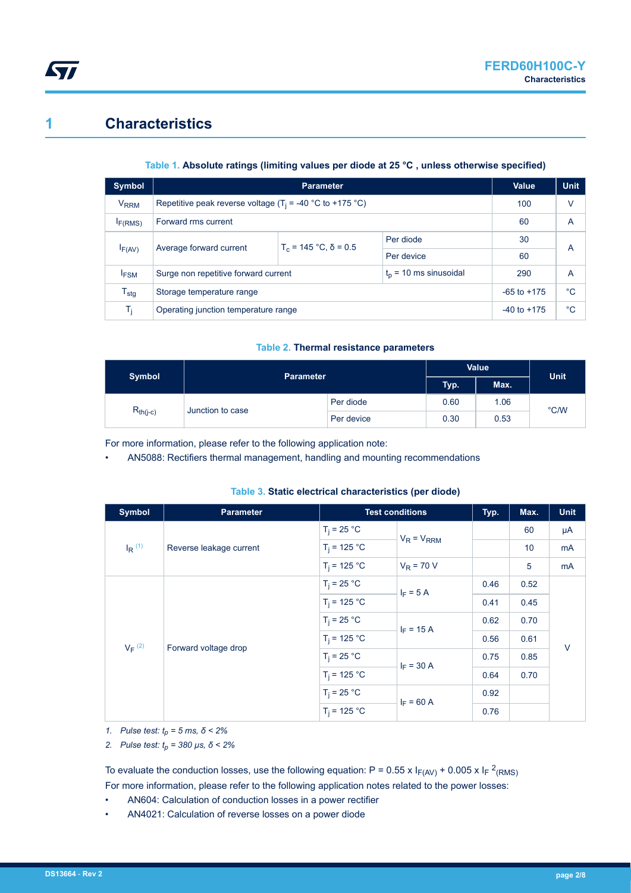# 1 Characteristics

**Table 1. Absolute ratings (limiting values per diode at 25 °C , unless otherwise specified)**

| Symbol | Parameter | | | Value | Unit |
|---|---|---|---|---|---|
| $V_{RRM}$ | Repetitive peak reverse voltage ($T_j$ = -40 °C to +175 °C) | | | 100 | V |
| $I_{F(RMS)}$ | Forward rms current | | | 60 | A |
| $I_{F(AV)}$ | Average forward current | $T_c$ = 145 °C, δ = 0.5 | Per diode | 30 | A |
| | | | Per device | 60 | |
| $I_{FSM}$ | Surge non repetitive forward current | | $t_p$ = 10 ms sinusoidal | 290 | A |
| $T_{stg}$ | Storage temperature range | | | -65 to +175 | °C |
| $T_j$ | Operating junction temperature range | | | -40 to +175 | °C |

**Table 2. Thermal resistance parameters**

| Symbol | Parameter | | Value | | Unit |
|---|---|---|---|---|---|
| | | | Typ. | Max. | |
| $R_{th(j-c)}$ | Junction to case | Per diode | 0.60 | 1.06 | °C/W |
| | | Per device | 0.30 | 0.53 | |

For more information, please refer to the following application note:

- AN5088: Rectifiers thermal management, handling and mounting recommendations

**Table 3. Static electrical characteristics (per diode)**

| Symbol | Parameter | Test conditions | | Typ. | Max. | Unit |
|---|---|---|---|---|---|---|
| $I_R$ (1) | Reverse leakage current | $T_j$ = 25 °C | $V_R = V_{RRM}$ | | 60 | µA |
| | | $T_j$ = 125 °C | | | 10 | mA |
| | | $T_j$ = 125 °C | $V_R$ = 70 V | | 5 | mA |
| $V_F$ (2) | Forward voltage drop | $T_j$ = 25 °C | $I_F$ = 5 A | 0.46 | 0.52 | V |
| | | $T_j$ = 125 °C | | 0.41 | 0.45 | |
| | | $T_j$ = 25 °C | $I_F$ = 15 A | 0.62 | 0.70 | |
| | | $T_j$ = 125 °C | | 0.56 | 0.61 | |
| | | $T_j$ = 25 °C | $I_F$ = 30 A | 0.75 | 0.85 | |
| | | $T_j$ = 125 °C | | 0.64 | 0.70 | |
| | | $T_j$ = 25 °C | $I_F$ = 60 A | 0.92 | | |
| | | $T_j$ = 125 °C | | 0.76 | | |

1. *Pulse test: $t_p$ = 5 ms, δ < 2%*
2. *Pulse test: $t_p$ = 380 µs, δ < 2%*

To evaluate the conduction losses, use the following equation: $P = 0.55 \times I_{F(AV)} + 0.005 \times I_{F}{}^{2}{}_{(RMS)}$

For more information, please refer to the following application notes related to the power losses:

- AN604: Calculation of conduction losses in a power rectifier
- AN4021: Calculation of reverse losses on a power diode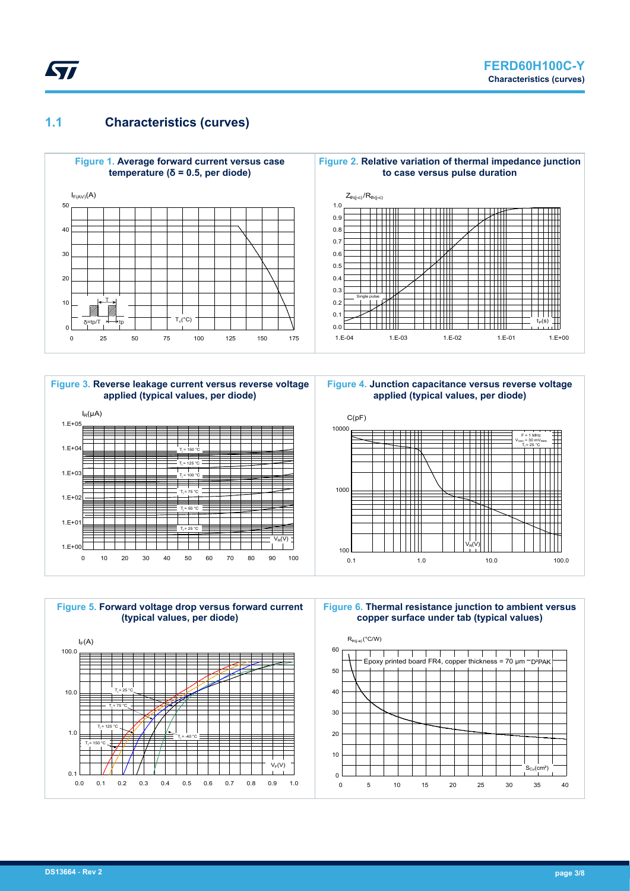## 1.1 Characteristics (curves)

**Figure 1. Average forward current versus case temperature (δ = 0.5, per diode)**

**Figure 2. Relative variation of thermal impedance junction to case versus pulse duration**

**Figure 3. Reverse leakage current versus reverse voltage applied (typical values, per diode)**

**Figure 4. Junction capacitance versus reverse voltage applied (typical values, per diode)**

**Figure 5. Forward voltage drop versus forward current (typical values, per diode)**

**Figure 6. Thermal resistance junction to ambient versus copper surface under tab (typical values)**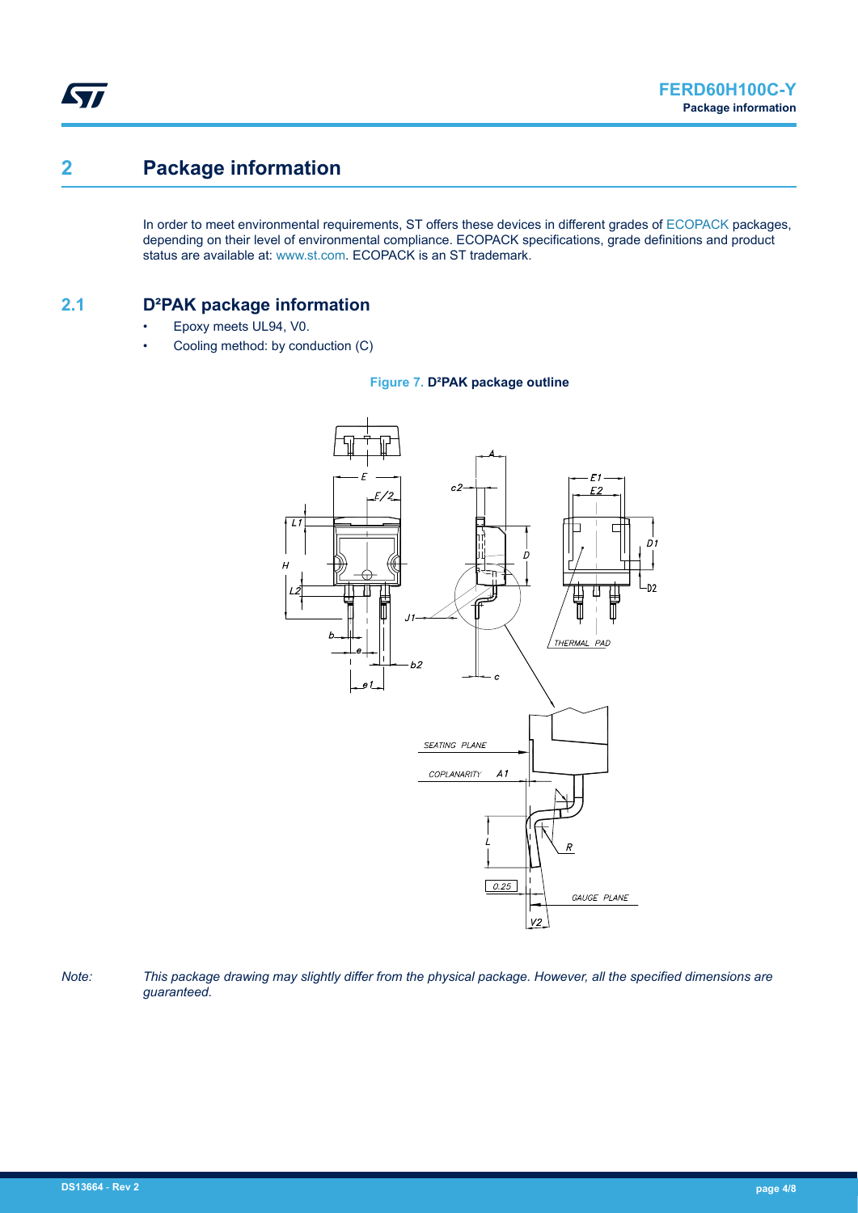# 2 Package information

In order to meet environmental requirements, ST offers these devices in different grades of ECOPACK packages, depending on their level of environmental compliance. ECOPACK specifications, grade definitions and product status are available at: www.st.com. ECOPACK is an ST trademark.

## 2.1 D²PAK package information

- Epoxy meets UL94, V0.
- Cooling method: by conduction (C)

**Figure 7. D²PAK package outline**

*Note: This package drawing may slightly differ from the physical package. However, all the specified dimensions are guaranteed.*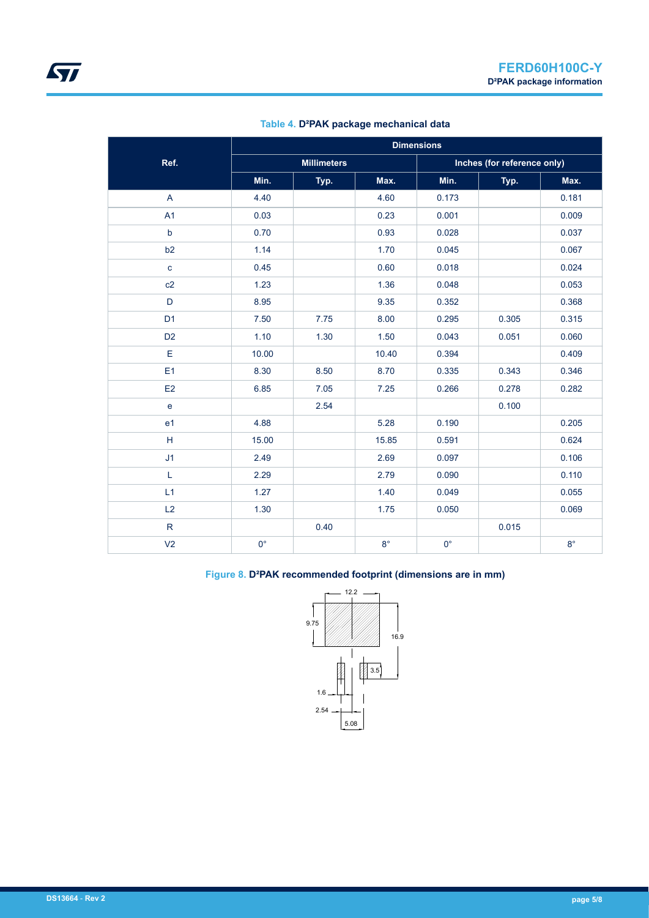**Table 4. D²PAK package mechanical data**

| Ref. | Dimensions | | | | | |
|---|---|---|---|---|---|---|
| | Millimeters | | | Inches (for reference only) | | |
| | Min. | Typ. | Max. | Min. | Typ. | Max. |
| A | 4.40 | | 4.60 | 0.173 | | 0.181 |
| A1 | 0.03 | | 0.23 | 0.001 | | 0.009 |
| b | 0.70 | | 0.93 | 0.028 | | 0.037 |
| b2 | 1.14 | | 1.70 | 0.045 | | 0.067 |
| c | 0.45 | | 0.60 | 0.018 | | 0.024 |
| c2 | 1.23 | | 1.36 | 0.048 | | 0.053 |
| D | 8.95 | | 9.35 | 0.352 | | 0.368 |
| D1 | 7.50 | 7.75 | 8.00 | 0.295 | 0.305 | 0.315 |
| D2 | 1.10 | 1.30 | 1.50 | 0.043 | 0.051 | 0.060 |
| E | 10.00 | | 10.40 | 0.394 | | 0.409 |
| E1 | 8.30 | 8.50 | 8.70 | 0.335 | 0.343 | 0.346 |
| E2 | 6.85 | 7.05 | 7.25 | 0.266 | 0.278 | 0.282 |
| e | | 2.54 | | | 0.100 | |
| e1 | 4.88 | | 5.28 | 0.190 | | 0.205 |
| H | 15.00 | | 15.85 | 0.591 | | 0.624 |
| J1 | 2.49 | | 2.69 | 0.097 | | 0.106 |
| L | 2.29 | | 2.79 | 0.090 | | 0.110 |
| L1 | 1.27 | | 1.40 | 0.049 | | 0.055 |
| L2 | 1.30 | | 1.75 | 0.050 | | 0.069 |
| R | | 0.40 | | | 0.015 | |
| V2 | 0° | | 8° | 0° | | 8° |

**Figure 8. D²PAK recommended footprint (dimensions are in mm)**

12.2
9.75
16.9
3.5
1.6
2.54
5.08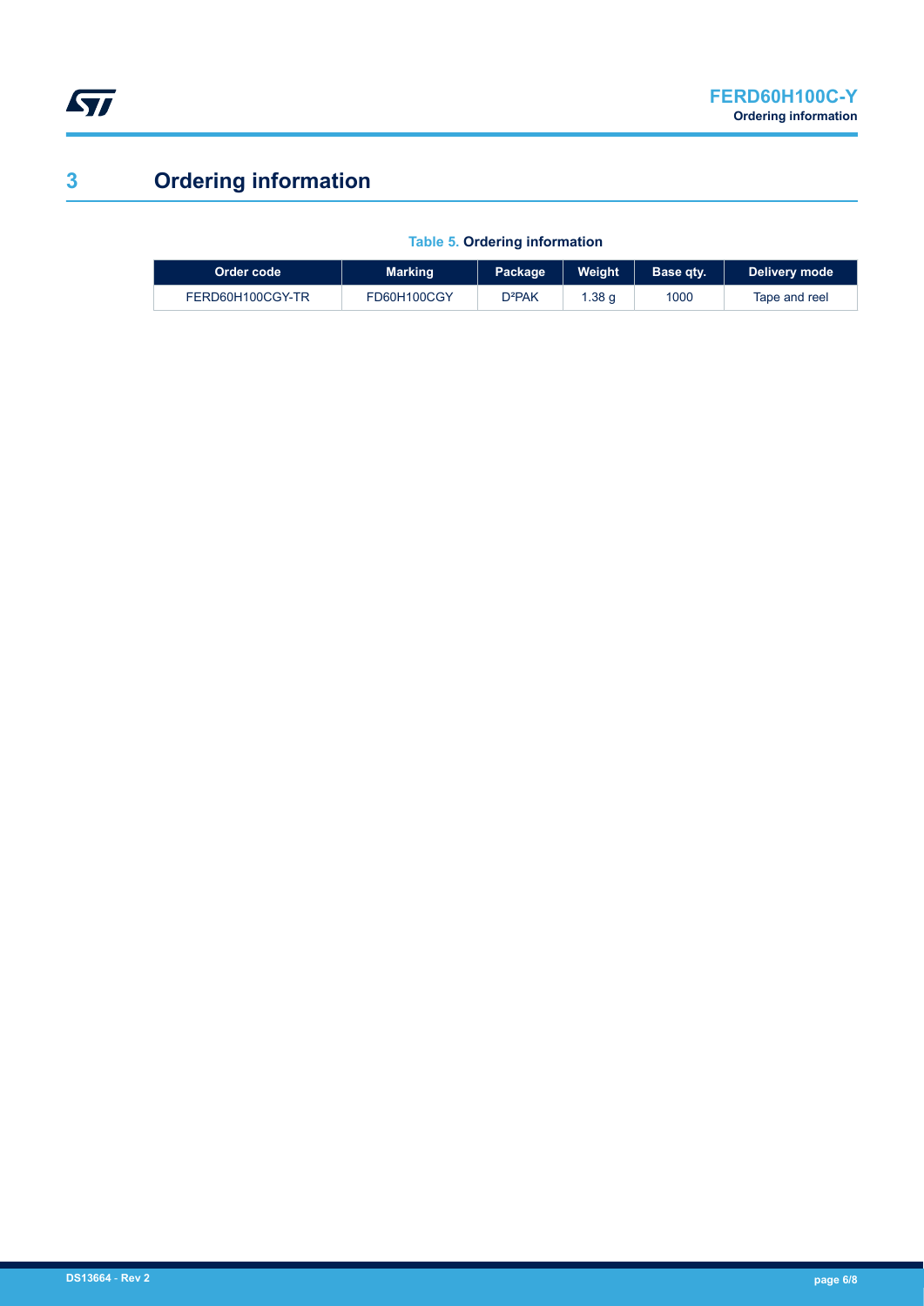# 3 Ordering information

**Table 5. Ordering information**

| Order code | Marking | Package | Weight | Base qty. | Delivery mode |
|---|---|---|---|---|---|
| FERD60H100CGY-TR | FD60H100CGY | D²PAK | 1.38 g | 1000 | Tape and reel |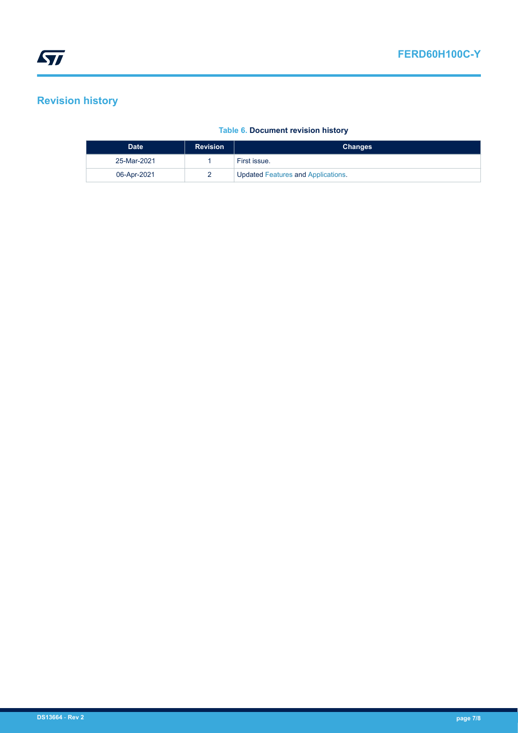## Revision history

**Table 6. Document revision history**

| Date | Revision | Changes |
| --- | --- | --- |
| 25-Mar-2021 | 1 | First issue. |
| 06-Apr-2021 | 2 | Updated Features and Applications. |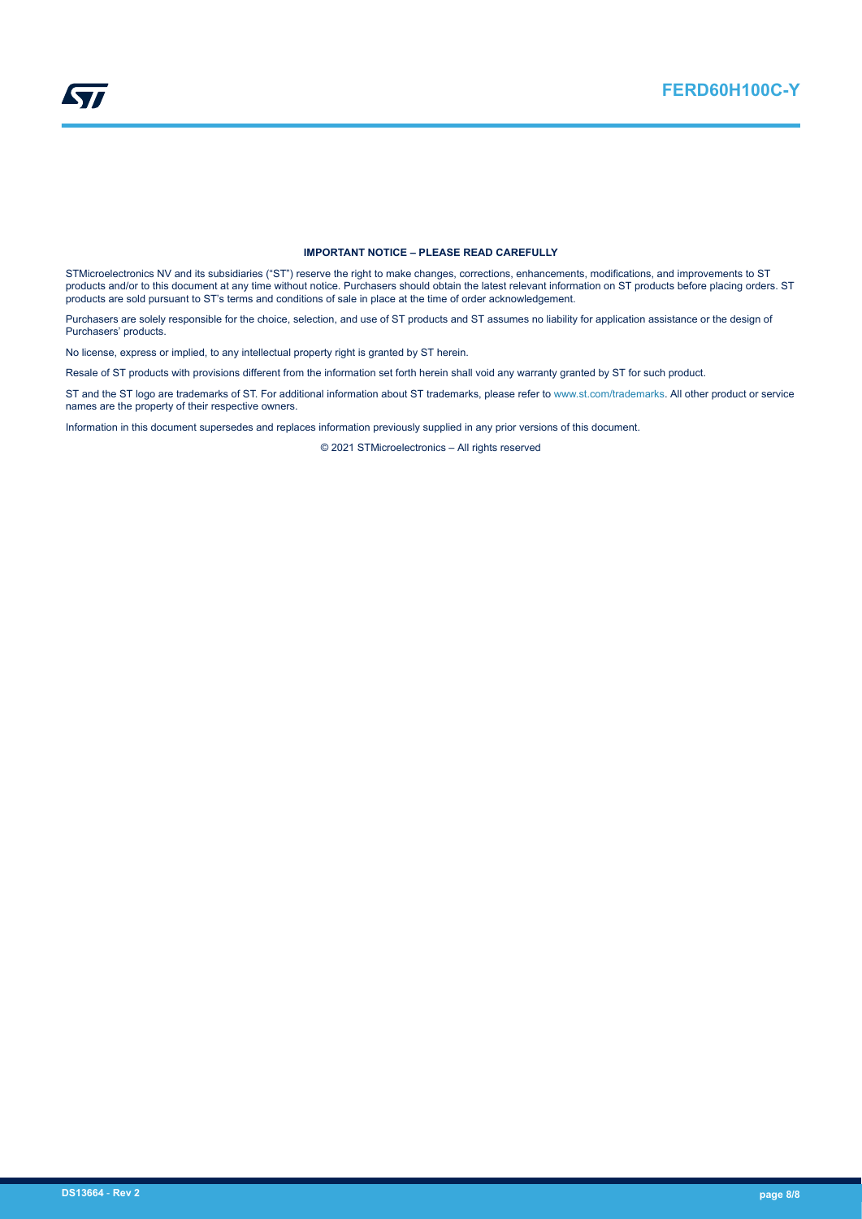**IMPORTANT NOTICE – PLEASE READ CAREFULLY**

STMicroelectronics NV and its subsidiaries ("ST") reserve the right to make changes, corrections, enhancements, modifications, and improvements to ST products and/or to this document at any time without notice. Purchasers should obtain the latest relevant information on ST products before placing orders. ST products are sold pursuant to ST's terms and conditions of sale in place at the time of order acknowledgement.

Purchasers are solely responsible for the choice, selection, and use of ST products and ST assumes no liability for application assistance or the design of Purchasers' products.

No license, express or implied, to any intellectual property right is granted by ST herein.

Resale of ST products with provisions different from the information set forth herein shall void any warranty granted by ST for such product.

ST and the ST logo are trademarks of ST. For additional information about ST trademarks, please refer to www.st.com/trademarks. All other product or service names are the property of their respective owners.

Information in this document supersedes and replaces information previously supplied in any prior versions of this document.

© 2021 STMicroelectronics – All rights reserved